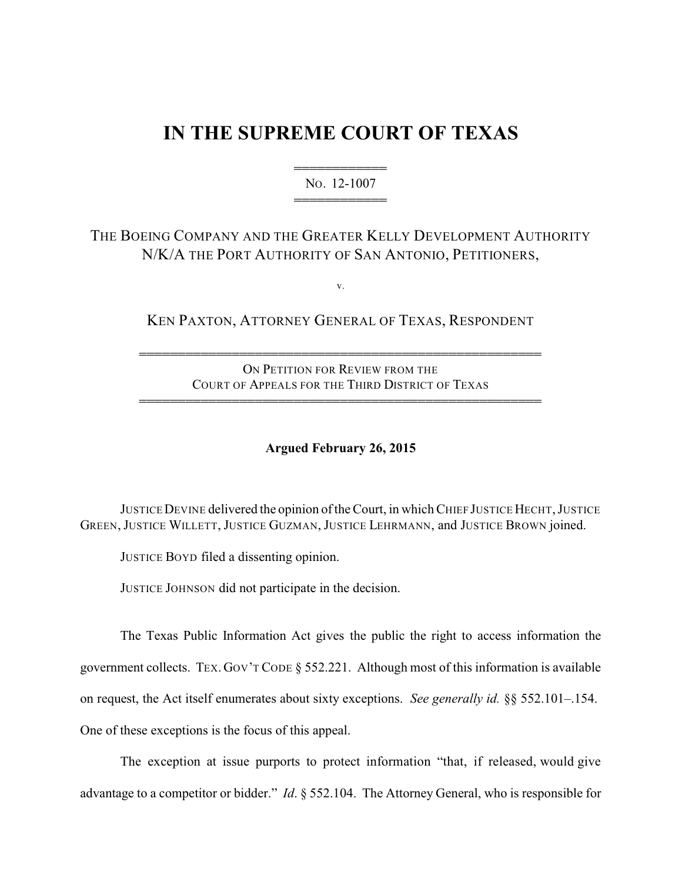# IN THE SUPREME COURT OF TEXAS

No. 12-1007

THE BOEING COMPANY AND THE GREATER KELLY DEVELOPMENT AUTHORITY N/K/A THE PORT AUTHORITY OF SAN ANTONIO, PETITIONERS,

v.

KEN PAXTON, ATTORNEY GENERAL OF TEXAS, RESPONDENT

ON PETITION FOR REVIEW FROM THE COURT OF APPEALS FOR THE THIRD DISTRICT OF TEXAS

**Argued February 26, 2015**

JUSTICE DEVINE delivered the opinion of the Court, in which CHIEF JUSTICE HECHT, JUSTICE GREEN, JUSTICE WILLETT, JUSTICE GUZMAN, JUSTICE LEHRMANN, and JUSTICE BROWN joined.

JUSTICE BOYD filed a dissenting opinion.

JUSTICE JOHNSON did not participate in the decision.

The Texas Public Information Act gives the public the right to access information the government collects. TEX. GOV'T CODE § 552.221. Although most of this information is available on request, the Act itself enumerates about sixty exceptions. *See generally id.* §§ 552.101–.154. One of these exceptions is the focus of this appeal.

The exception at issue purports to protect information "that, if released, would give advantage to a competitor or bidder." *Id*. § 552.104. The Attorney General, who is responsible for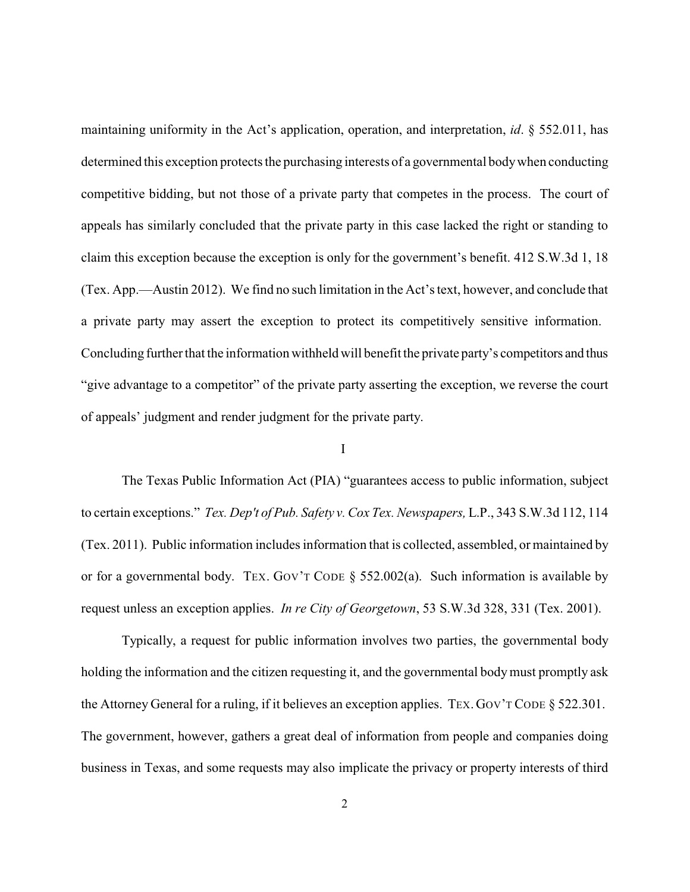maintaining uniformity in the Act's application, operation, and interpretation, *id*. § 552.011, has determined this exception protects the purchasing interests of a governmental body when conducting competitive bidding, but not those of a private party that competes in the process. The court of appeals has similarly concluded that the private party in this case lacked the right or standing to claim this exception because the exception is only for the government's benefit. 412 S.W.3d 1, 18 (Tex. App.—Austin 2012). We find no such limitation in the Act's text, however, and conclude that a private party may assert the exception to protect its competitively sensitive information. Concluding further that the information withheld will benefit the private party's competitors and thus "give advantage to a competitor" of the private party asserting the exception, we reverse the court of appeals' judgment and render judgment for the private party.

## I

The Texas Public Information Act (PIA) "guarantees access to public information, subject to certain exceptions." *Tex. Dep't of Pub. Safety v. Cox Tex. Newspapers,* L.P., 343 S.W.3d 112, 114 (Tex. 2011). Public information includes information that is collected, assembled, or maintained by or for a governmental body. TEX. GOV'T CODE § 552.002(a). Such information is available by request unless an exception applies. *In re City of Georgetown*, 53 S.W.3d 328, 331 (Tex. 2001).

Typically, a request for public information involves two parties, the governmental body holding the information and the citizen requesting it, and the governmental body must promptly ask the Attorney General for a ruling, if it believes an exception applies. TEX. GOV'T CODE § 522.301. The government, however, gathers a great deal of information from people and companies doing business in Texas, and some requests may also implicate the privacy or property interests of third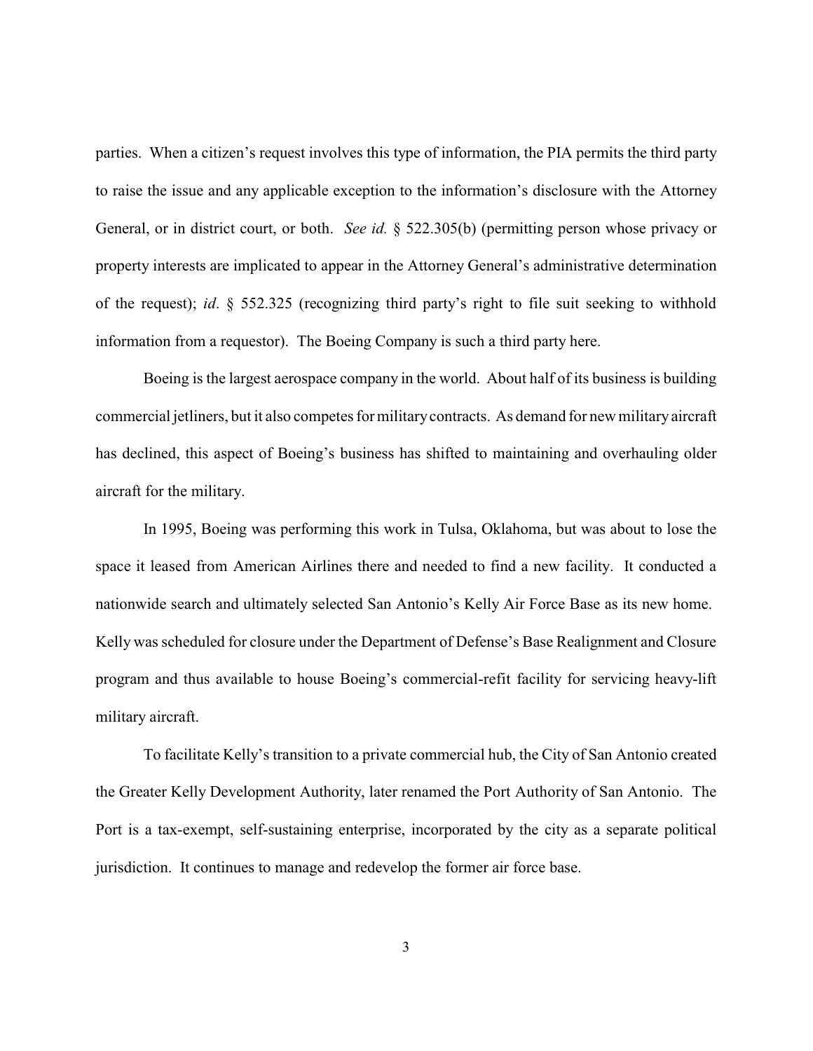parties. When a citizen's request involves this type of information, the PIA permits the third party to raise the issue and any applicable exception to the information's disclosure with the Attorney General, or in district court, or both. *See id.* § 522.305(b) (permitting person whose privacy or property interests are implicated to appear in the Attorney General's administrative determination of the request); *id*. § 552.325 (recognizing third party's right to file suit seeking to withhold information from a requestor). The Boeing Company is such a third party here.

Boeing is the largest aerospace company in the world. About half of its business is building commercial jetliners, but it also competes for military contracts. As demand for new military aircraft has declined, this aspect of Boeing's business has shifted to maintaining and overhauling older aircraft for the military.

In 1995, Boeing was performing this work in Tulsa, Oklahoma, but was about to lose the space it leased from American Airlines there and needed to find a new facility. It conducted a nationwide search and ultimately selected San Antonio's Kelly Air Force Base as its new home. Kelly was scheduled for closure under the Department of Defense's Base Realignment and Closure program and thus available to house Boeing's commercial-refit facility for servicing heavy-lift military aircraft.

To facilitate Kelly's transition to a private commercial hub, the City of San Antonio created the Greater Kelly Development Authority, later renamed the Port Authority of San Antonio. The Port is a tax-exempt, self-sustaining enterprise, incorporated by the city as a separate political jurisdiction. It continues to manage and redevelop the former air force base.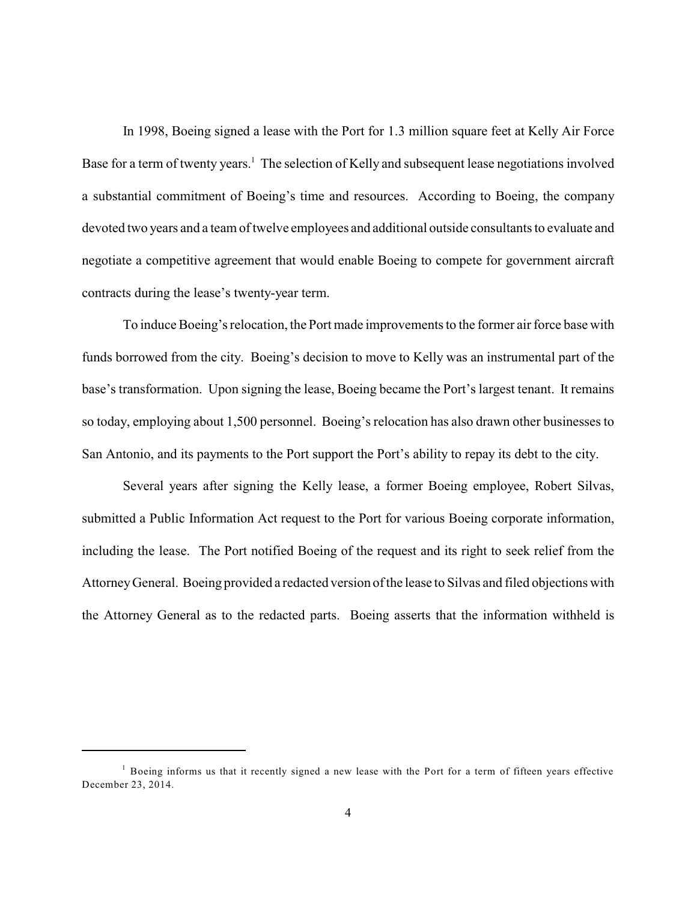In 1998, Boeing signed a lease with the Port for 1.3 million square feet at Kelly Air Force Base for a term of twenty years.[1] The selection of Kelly and subsequent lease negotiations involved a substantial commitment of Boeing's time and resources. According to Boeing, the company devoted two years and a team of twelve employees and additional outside consultants to evaluate and negotiate a competitive agreement that would enable Boeing to compete for government aircraft contracts during the lease's twenty-year term.

To induce Boeing's relocation, the Port made improvements to the former air force base with funds borrowed from the city. Boeing's decision to move to Kelly was an instrumental part of the base's transformation. Upon signing the lease, Boeing became the Port's largest tenant. It remains so today, employing about 1,500 personnel. Boeing's relocation has also drawn other businesses to San Antonio, and its payments to the Port support the Port's ability to repay its debt to the city.

Several years after signing the Kelly lease, a former Boeing employee, Robert Silvas, submitted a Public Information Act request to the Port for various Boeing corporate information, including the lease. The Port notified Boeing of the request and its right to seek relief from the Attorney General. Boeing provided a redacted version of the lease to Silvas and filed objections with the Attorney General as to the redacted parts. Boeing asserts that the information withheld is

---

[1] Boeing informs us that it recently signed a new lease with the Port for a term of fifteen years effective December 23, 2014.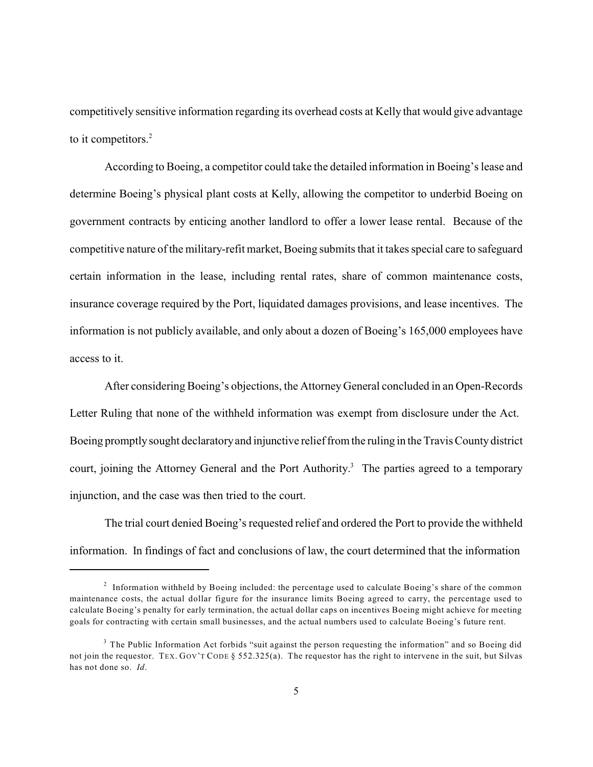competitively sensitive information regarding its overhead costs at Kelly that would give advantage to it competitors.[2]

According to Boeing, a competitor could take the detailed information in Boeing's lease and determine Boeing's physical plant costs at Kelly, allowing the competitor to underbid Boeing on government contracts by enticing another landlord to offer a lower lease rental. Because of the competitive nature of the military-refit market, Boeing submits that it takes special care to safeguard certain information in the lease, including rental rates, share of common maintenance costs, insurance coverage required by the Port, liquidated damages provisions, and lease incentives. The information is not publicly available, and only about a dozen of Boeing's 165,000 employees have access to it.

After considering Boeing's objections, the Attorney General concluded in an Open-Records Letter Ruling that none of the withheld information was exempt from disclosure under the Act. Boeing promptly sought declaratory and injunctive relief from the ruling in the Travis County district court, joining the Attorney General and the Port Authority.[3] The parties agreed to a temporary injunction, and the case was then tried to the court.

The trial court denied Boeing's requested relief and ordered the Port to provide the withheld information. In findings of fact and conclusions of law, the court determined that the information

---

[2] Information withheld by Boeing included: the percentage used to calculate Boeing's share of the common maintenance costs, the actual dollar figure for the insurance limits Boeing agreed to carry, the percentage used to calculate Boeing's penalty for early termination, the actual dollar caps on incentives Boeing might achieve for meeting goals for contracting with certain small businesses, and the actual numbers used to calculate Boeing's future rent.

[3] The Public Information Act forbids "suit against the person requesting the information" and so Boeing did not join the requestor. TEX. GOV'T CODE § 552.325(a). The requestor has the right to intervene in the suit, but Silvas has not done so. *Id*.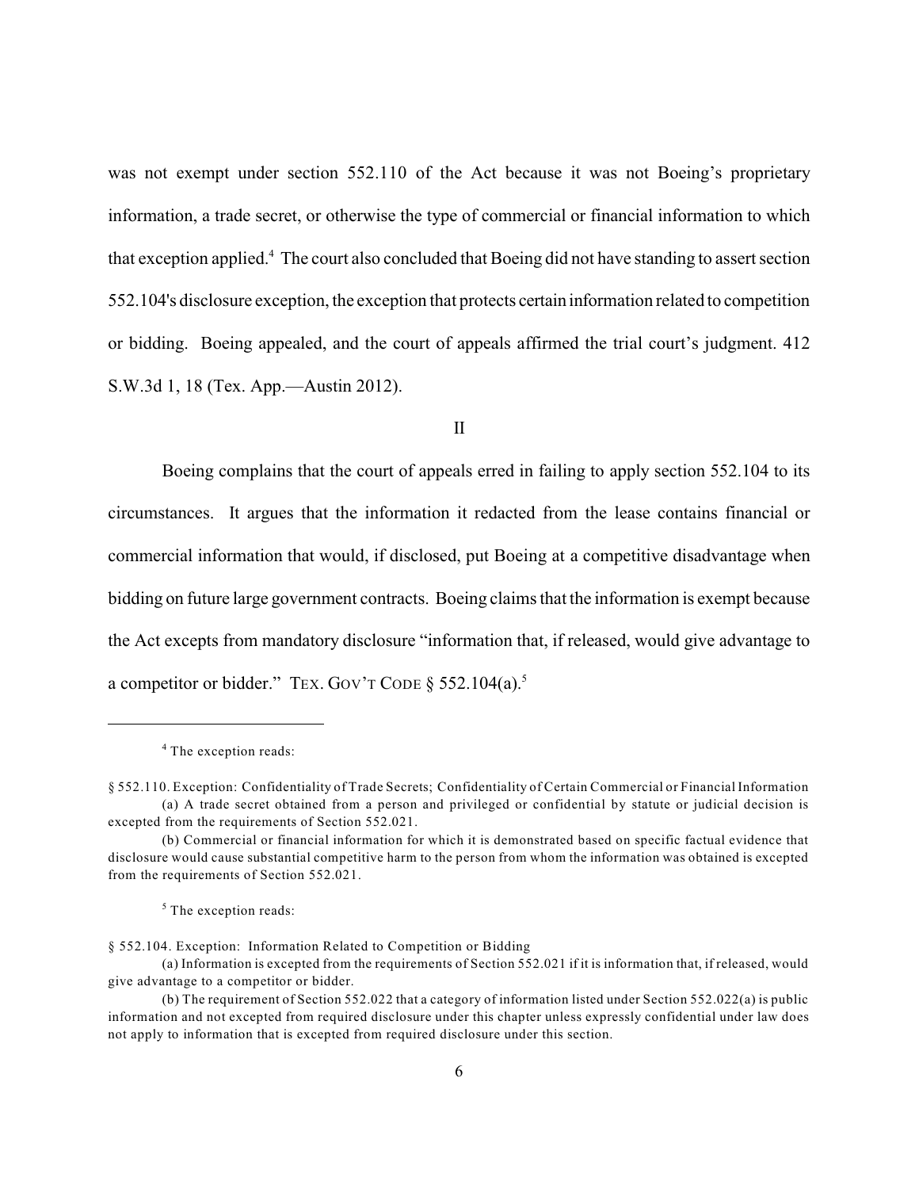was not exempt under section 552.110 of the Act because it was not Boeing's proprietary information, a trade secret, or otherwise the type of commercial or financial information to which that exception applied.[4] The court also concluded that Boeing did not have standing to assert section 552.104's disclosure exception, the exception that protects certain information related to competition or bidding. Boeing appealed, and the court of appeals affirmed the trial court's judgment. 412 S.W.3d 1, 18 (Tex. App.—Austin 2012).

## II

Boeing complains that the court of appeals erred in failing to apply section 552.104 to its circumstances. It argues that the information it redacted from the lease contains financial or commercial information that would, if disclosed, put Boeing at a competitive disadvantage when bidding on future large government contracts. Boeing claims that the information is exempt because the Act excepts from mandatory disclosure "information that, if released, would give advantage to a competitor or bidder." TEX. GOV'T CODE § 552.104(a).[5]

---

[4] The exception reads:

§ 552.110. Exception: Confidentiality of Trade Secrets; Confidentiality of Certain Commercial or Financial Information

(a) A trade secret obtained from a person and privileged or confidential by statute or judicial decision is excepted from the requirements of Section 552.021.

(b) Commercial or financial information for which it is demonstrated based on specific factual evidence that disclosure would cause substantial competitive harm to the person from whom the information was obtained is excepted from the requirements of Section 552.021.

[5] The exception reads:

§ 552.104. Exception: Information Related to Competition or Bidding

(a) Information is excepted from the requirements of Section 552.021 if it is information that, if released, would give advantage to a competitor or bidder.

(b) The requirement of Section 552.022 that a category of information listed under Section 552.022(a) is public information and not excepted from required disclosure under this chapter unless expressly confidential under law does not apply to information that is excepted from required disclosure under this section.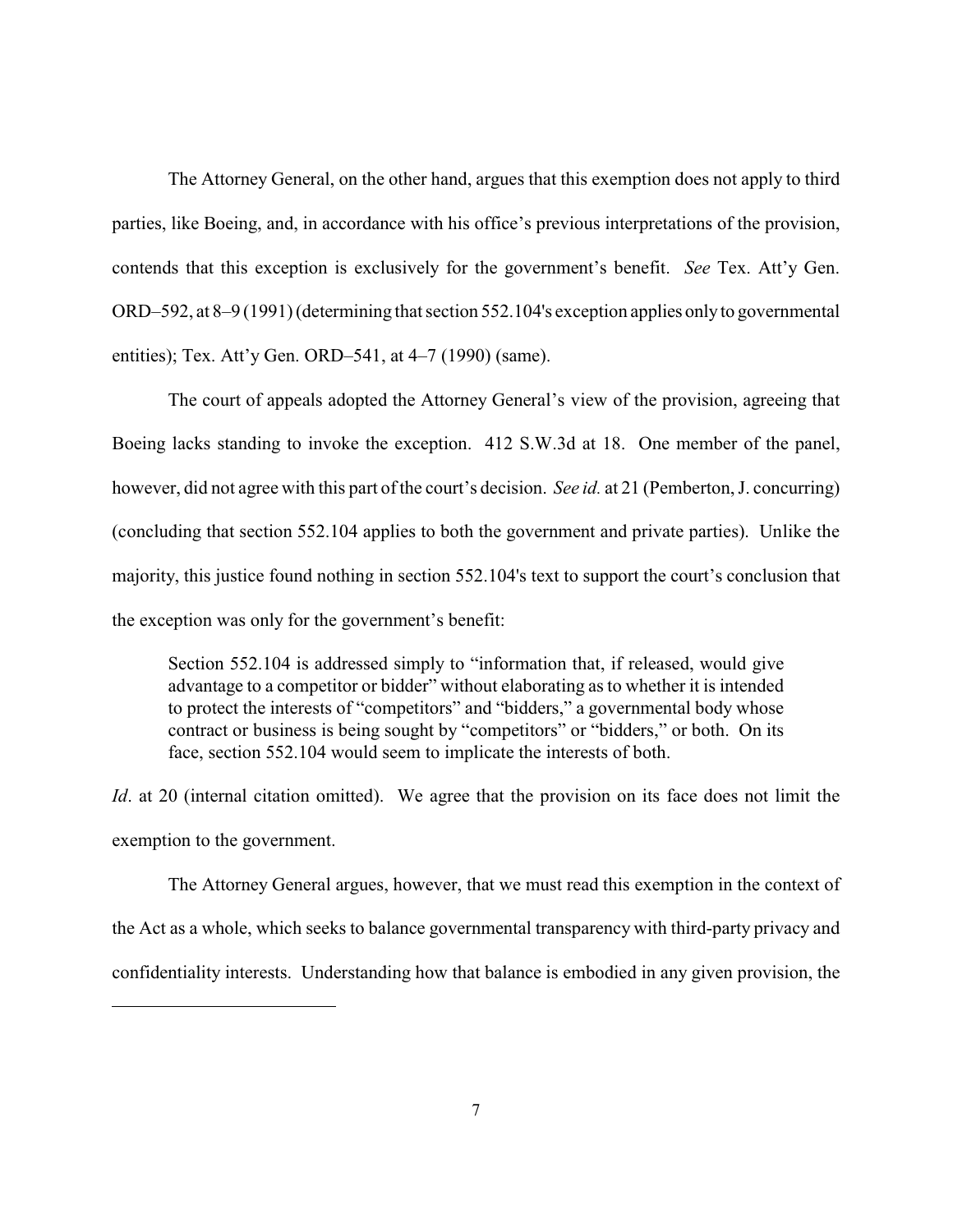The Attorney General, on the other hand, argues that this exemption does not apply to third parties, like Boeing, and, in accordance with his office's previous interpretations of the provision, contends that this exception is exclusively for the government's benefit. *See* Tex. Att'y Gen. ORD–592, at 8–9 (1991) (determining that section 552.104's exception applies only to governmental entities); Tex. Att'y Gen. ORD–541, at 4–7 (1990) (same).

The court of appeals adopted the Attorney General's view of the provision, agreeing that Boeing lacks standing to invoke the exception. 412 S.W.3d at 18. One member of the panel, however, did not agree with this part of the court's decision. *See id.* at 21 (Pemberton, J. concurring) (concluding that section 552.104 applies to both the government and private parties). Unlike the majority, this justice found nothing in section 552.104's text to support the court's conclusion that the exception was only for the government's benefit:

> Section 552.104 is addressed simply to "information that, if released, would give advantage to a competitor or bidder" without elaborating as to whether it is intended to protect the interests of "competitors" and "bidders," a governmental body whose contract or business is being sought by "competitors" or "bidders," or both. On its face, section 552.104 would seem to implicate the interests of both.

*Id*. at 20 (internal citation omitted). We agree that the provision on its face does not limit the exemption to the government.

The Attorney General argues, however, that we must read this exemption in the context of the Act as a whole, which seeks to balance governmental transparency with third-party privacy and confidentiality interests. Understanding how that balance is embodied in any given provision, the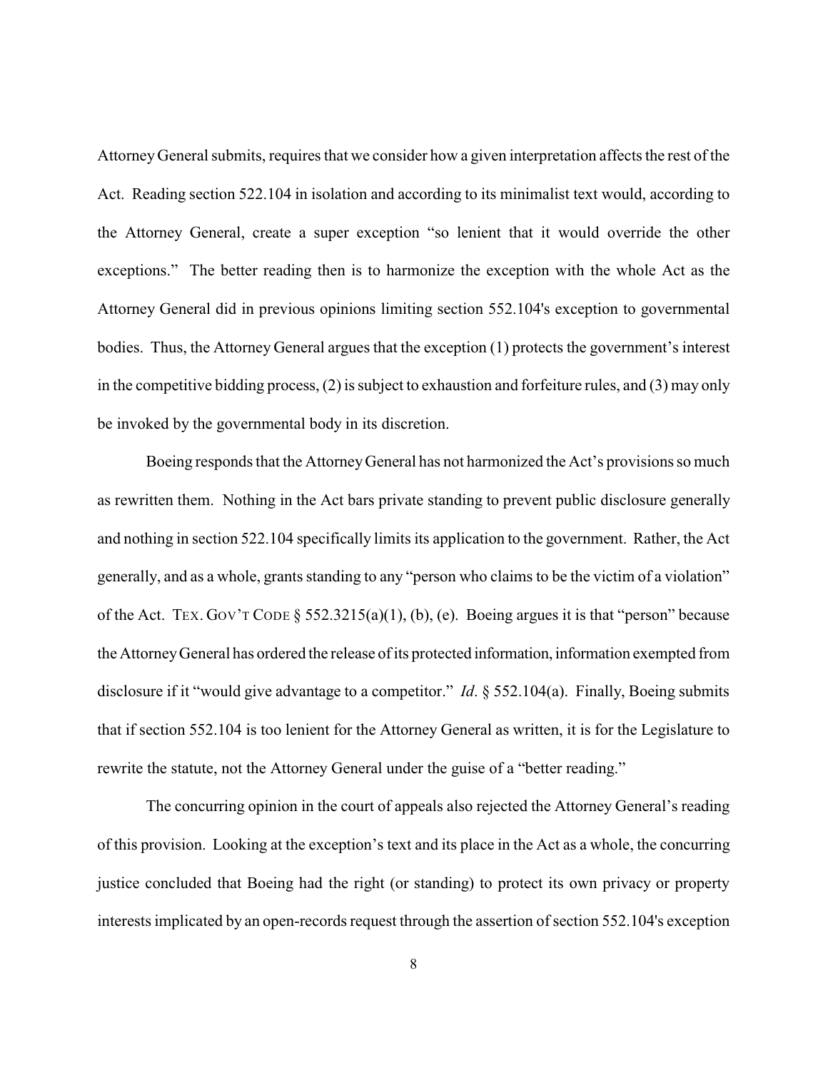Attorney General submits, requires that we consider how a given interpretation affects the rest of the Act. Reading section 522.104 in isolation and according to its minimalist text would, according to the Attorney General, create a super exception "so lenient that it would override the other exceptions." The better reading then is to harmonize the exception with the whole Act as the Attorney General did in previous opinions limiting section 552.104's exception to governmental bodies. Thus, the Attorney General argues that the exception (1) protects the government's interest in the competitive bidding process, (2) is subject to exhaustion and forfeiture rules, and (3) may only be invoked by the governmental body in its discretion.

Boeing responds that the Attorney General has not harmonized the Act's provisions so much as rewritten them. Nothing in the Act bars private standing to prevent public disclosure generally and nothing in section 522.104 specifically limits its application to the government. Rather, the Act generally, and as a whole, grants standing to any "person who claims to be the victim of a violation" of the Act. TEX. GOV'T CODE § 552.3215(a)(1), (b), (e). Boeing argues it is that "person" because the Attorney General has ordered the release of its protected information, information exempted from disclosure if it "would give advantage to a competitor." *Id*. § 552.104(a). Finally, Boeing submits that if section 552.104 is too lenient for the Attorney General as written, it is for the Legislature to rewrite the statute, not the Attorney General under the guise of a "better reading."

The concurring opinion in the court of appeals also rejected the Attorney General's reading of this provision. Looking at the exception's text and its place in the Act as a whole, the concurring justice concluded that Boeing had the right (or standing) to protect its own privacy or property interests implicated by an open-records request through the assertion of section 552.104's exception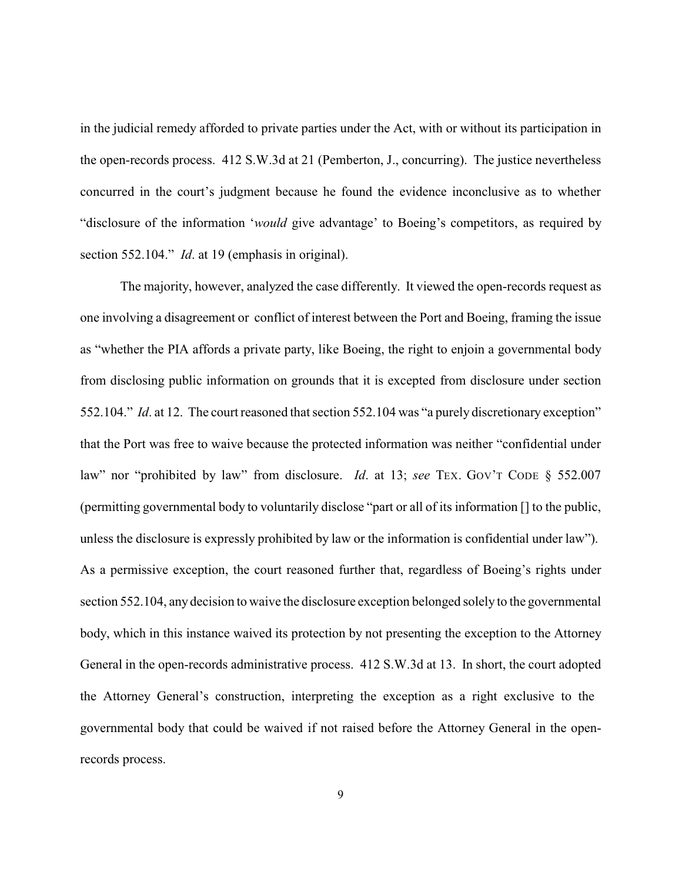in the judicial remedy afforded to private parties under the Act, with or without its participation in the open-records process. 412 S.W.3d at 21 (Pemberton, J., concurring). The justice nevertheless concurred in the court's judgment because he found the evidence inconclusive as to whether "disclosure of the information '*would* give advantage' to Boeing's competitors, as required by section 552.104." *Id*. at 19 (emphasis in original).

The majority, however, analyzed the case differently. It viewed the open-records request as one involving a disagreement or conflict of interest between the Port and Boeing, framing the issue as "whether the PIA affords a private party, like Boeing, the right to enjoin a governmental body from disclosing public information on grounds that it is excepted from disclosure under section 552.104." *Id*. at 12. The court reasoned that section 552.104 was "a purely discretionary exception" that the Port was free to waive because the protected information was neither "confidential under law" nor "prohibited by law" from disclosure. *Id*. at 13; *see* TEX. GOV'T CODE § 552.007 (permitting governmental body to voluntarily disclose "part or all of its information [] to the public, unless the disclosure is expressly prohibited by law or the information is confidential under law"). As a permissive exception, the court reasoned further that, regardless of Boeing's rights under section 552.104, any decision to waive the disclosure exception belonged solely to the governmental body, which in this instance waived its protection by not presenting the exception to the Attorney General in the open-records administrative process. 412 S.W.3d at 13. In short, the court adopted the Attorney General's construction, interpreting the exception as a right exclusive to the governmental body that could be waived if not raised before the Attorney General in the open-records process.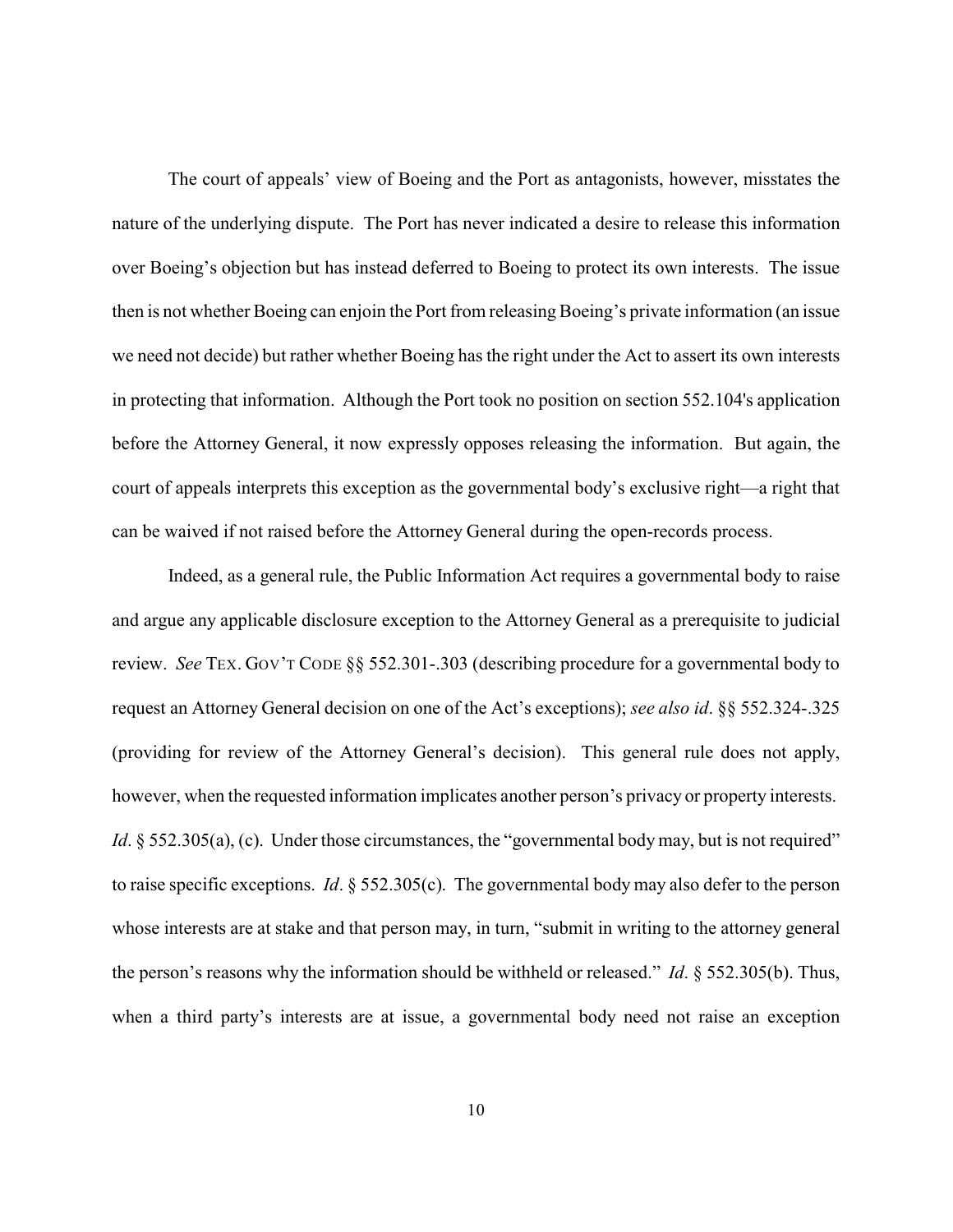The court of appeals' view of Boeing and the Port as antagonists, however, misstates the nature of the underlying dispute. The Port has never indicated a desire to release this information over Boeing's objection but has instead deferred to Boeing to protect its own interests. The issue then is not whether Boeing can enjoin the Port from releasing Boeing's private information (an issue we need not decide) but rather whether Boeing has the right under the Act to assert its own interests in protecting that information. Although the Port took no position on section 552.104's application before the Attorney General, it now expressly opposes releasing the information. But again, the court of appeals interprets this exception as the governmental body's exclusive right—a right that can be waived if not raised before the Attorney General during the open-records process.

Indeed, as a general rule, the Public Information Act requires a governmental body to raise and argue any applicable disclosure exception to the Attorney General as a prerequisite to judicial review. *See* TEX. GOV'T CODE §§ 552.301-.303 (describing procedure for a governmental body to request an Attorney General decision on one of the Act's exceptions); *see also id*. §§ 552.324-.325 (providing for review of the Attorney General's decision). This general rule does not apply, however, when the requested information implicates another person's privacy or property interests. *Id*. § 552.305(a), (c). Under those circumstances, the "governmental body may, but is not required" to raise specific exceptions. *Id*. § 552.305(c). The governmental body may also defer to the person whose interests are at stake and that person may, in turn, "submit in writing to the attorney general the person's reasons why the information should be withheld or released." *Id*. § 552.305(b). Thus, when a third party's interests are at issue, a governmental body need not raise an exception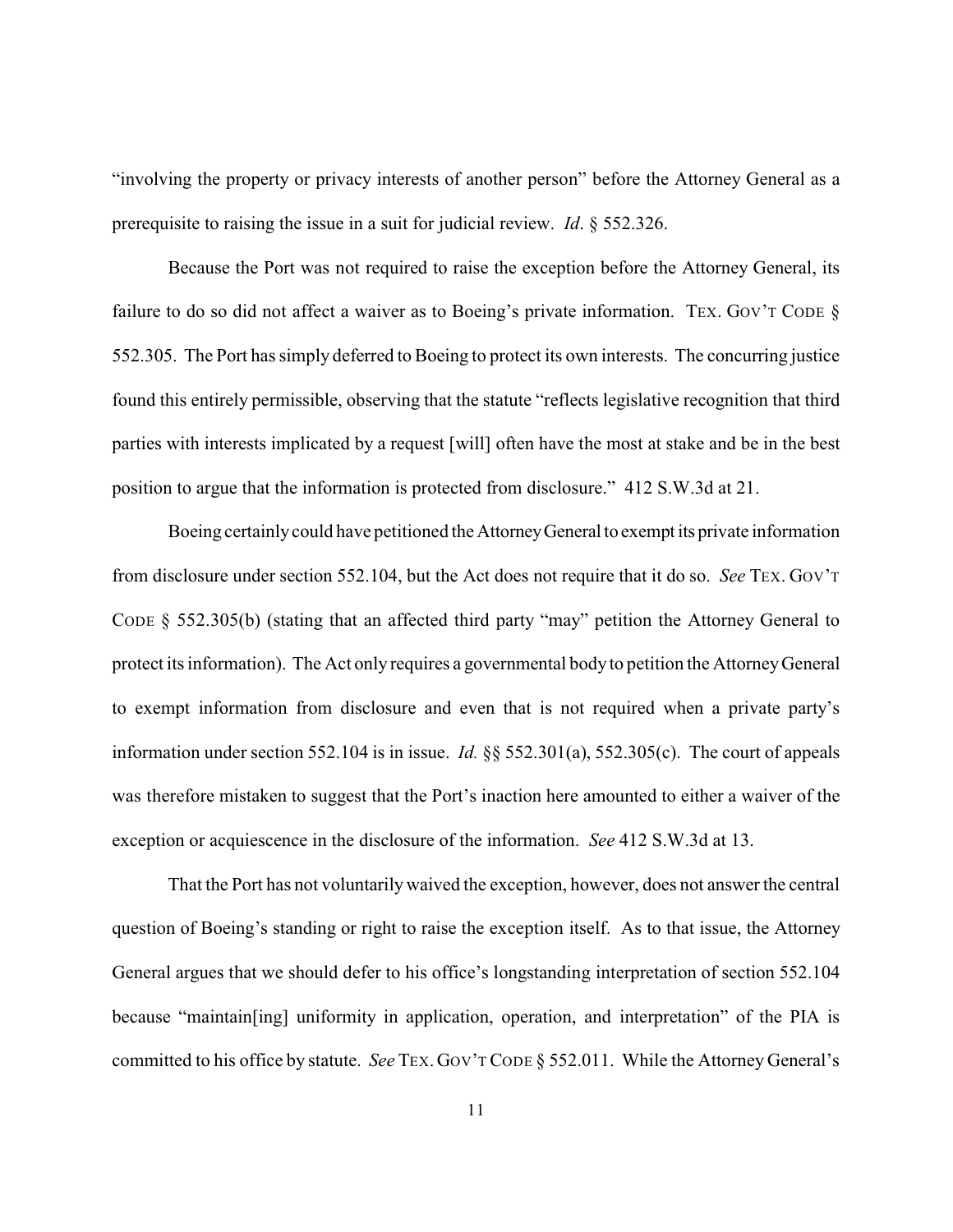"involving the property or privacy interests of another person" before the Attorney General as a prerequisite to raising the issue in a suit for judicial review. *Id*. § 552.326.

Because the Port was not required to raise the exception before the Attorney General, its failure to do so did not affect a waiver as to Boeing's private information. TEX. GOV'T CODE § 552.305. The Port has simply deferred to Boeing to protect its own interests. The concurring justice found this entirely permissible, observing that the statute "reflects legislative recognition that third parties with interests implicated by a request [will] often have the most at stake and be in the best position to argue that the information is protected from disclosure." 412 S.W.3d at 21.

Boeing certainly could have petitioned the Attorney General to exempt its private information from disclosure under section 552.104, but the Act does not require that it do so. *See* TEX. GOV'T CODE § 552.305(b) (stating that an affected third party "may" petition the Attorney General to protect its information). The Act only requires a governmental body to petition the Attorney General to exempt information from disclosure and even that is not required when a private party's information under section 552.104 is in issue. *Id.* §§ 552.301(a), 552.305(c). The court of appeals was therefore mistaken to suggest that the Port's inaction here amounted to either a waiver of the exception or acquiescence in the disclosure of the information. *See* 412 S.W.3d at 13.

That the Port has not voluntarily waived the exception, however, does not answer the central question of Boeing's standing or right to raise the exception itself. As to that issue, the Attorney General argues that we should defer to his office's longstanding interpretation of section 552.104 because "maintain[ing] uniformity in application, operation, and interpretation" of the PIA is committed to his office by statute. *See* TEX. GOV'T CODE § 552.011. While the Attorney General's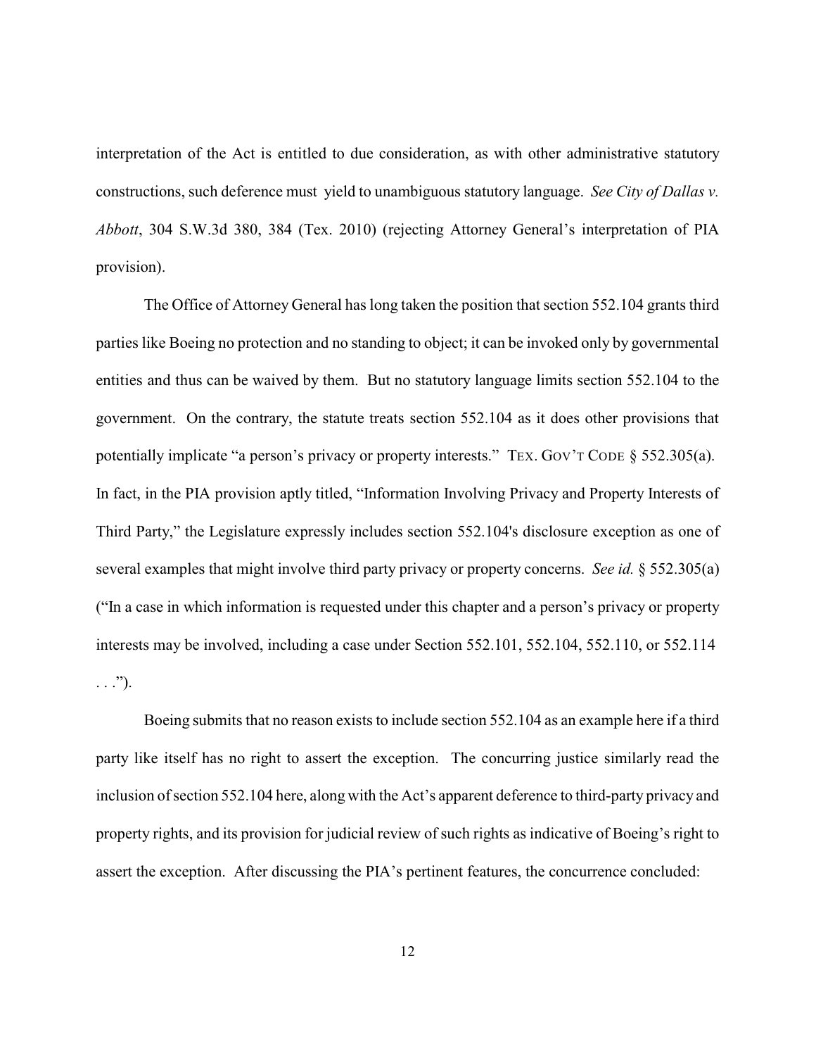interpretation of the Act is entitled to due consideration, as with other administrative statutory constructions, such deference must yield to unambiguous statutory language. *See City of Dallas v. Abbott*, 304 S.W.3d 380, 384 (Tex. 2010) (rejecting Attorney General's interpretation of PIA provision).

The Office of Attorney General has long taken the position that section 552.104 grants third parties like Boeing no protection and no standing to object; it can be invoked only by governmental entities and thus can be waived by them. But no statutory language limits section 552.104 to the government. On the contrary, the statute treats section 552.104 as it does other provisions that potentially implicate "a person's privacy or property interests." TEX. GOV'T CODE § 552.305(a). In fact, in the PIA provision aptly titled, "Information Involving Privacy and Property Interests of Third Party," the Legislature expressly includes section 552.104's disclosure exception as one of several examples that might involve third party privacy or property concerns. *See id.* § 552.305(a) ("In a case in which information is requested under this chapter and a person's privacy or property interests may be involved, including a case under Section 552.101, 552.104, 552.110, or 552.114 . . .").

Boeing submits that no reason exists to include section 552.104 as an example here if a third party like itself has no right to assert the exception. The concurring justice similarly read the inclusion of section 552.104 here, along with the Act's apparent deference to third-party privacy and property rights, and its provision for judicial review of such rights as indicative of Boeing's right to assert the exception. After discussing the PIA's pertinent features, the concurrence concluded: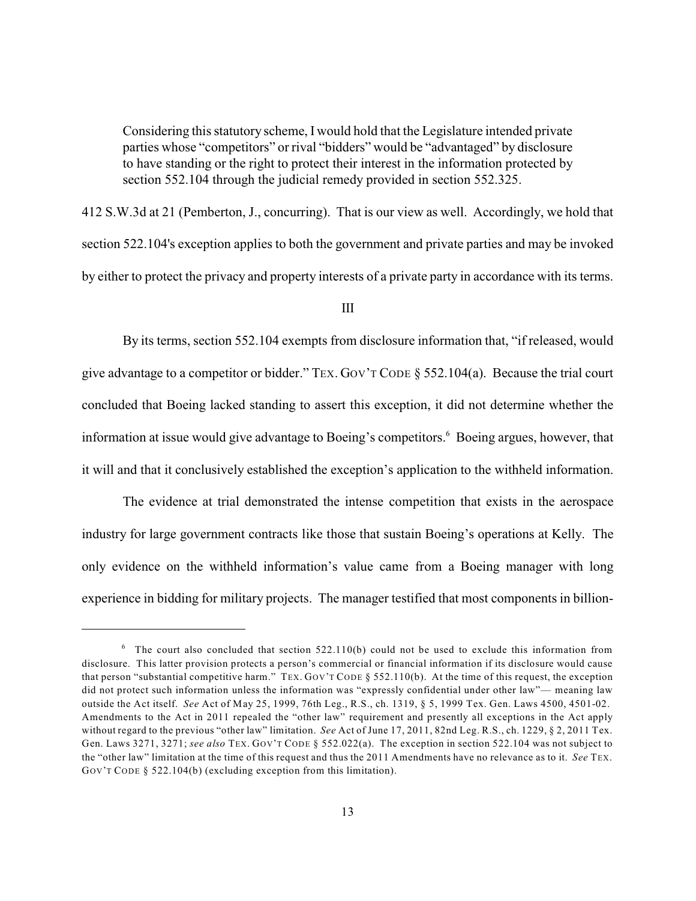> Considering this statutory scheme, I would hold that the Legislature intended private parties whose "competitors" or rival "bidders" would be "advantaged" by disclosure to have standing or the right to protect their interest in the information protected by section 552.104 through the judicial remedy provided in section 552.325.

412 S.W.3d at 21 (Pemberton, J., concurring). That is our view as well. Accordingly, we hold that section 522.104's exception applies to both the government and private parties and may be invoked by either to protect the privacy and property interests of a private party in accordance with its terms.

## III

By its terms, section 552.104 exempts from disclosure information that, "if released, would give advantage to a competitor or bidder." TEX. GOV'T CODE § 552.104(a). Because the trial court concluded that Boeing lacked standing to assert this exception, it did not determine whether the information at issue would give advantage to Boeing's competitors.[6] Boeing argues, however, that it will and that it conclusively established the exception's application to the withheld information.

The evidence at trial demonstrated the intense competition that exists in the aerospace industry for large government contracts like those that sustain Boeing's operations at Kelly. The only evidence on the withheld information's value came from a Boeing manager with long experience in bidding for military projects. The manager testified that most components in billion-

---

[6] The court also concluded that section 522.110(b) could not be used to exclude this information from disclosure. This latter provision protects a person's commercial or financial information if its disclosure would cause that person "substantial competitive harm." TEX. GOV'T CODE § 552.110(b). At the time of this request, the exception did not protect such information unless the information was "expressly confidential under other law"— meaning law outside the Act itself. *See* Act of May 25, 1999, 76th Leg., R.S., ch. 1319, § 5, 1999 Tex. Gen. Laws 4500, 4501-02. Amendments to the Act in 2011 repealed the "other law" requirement and presently all exceptions in the Act apply without regard to the previous "other law" limitation. *See* Act of June 17, 2011, 82nd Leg. R.S., ch. 1229, § 2, 2011 Tex. Gen. Laws 3271, 3271; *see also* TEX. GOV'T CODE § 552.022(a). The exception in section 522.104 was not subject to the "other law" limitation at the time of this request and thus the 2011 Amendments have no relevance as to it. *See* TEX. GOV'T CODE § 522.104(b) (excluding exception from this limitation).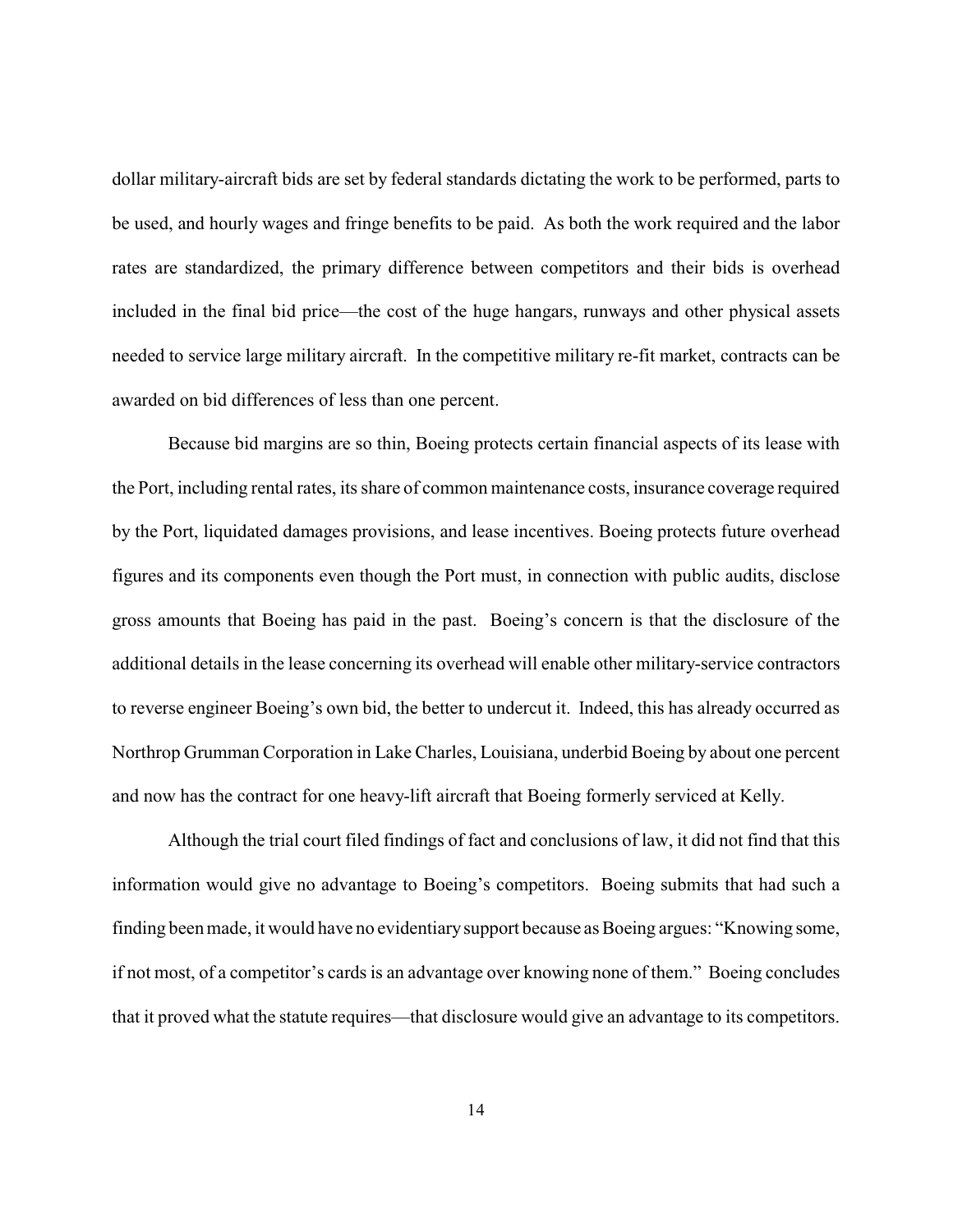dollar military-aircraft bids are set by federal standards dictating the work to be performed, parts to be used, and hourly wages and fringe benefits to be paid. As both the work required and the labor rates are standardized, the primary difference between competitors and their bids is overhead included in the final bid price—the cost of the huge hangars, runways and other physical assets needed to service large military aircraft. In the competitive military re-fit market, contracts can be awarded on bid differences of less than one percent.

Because bid margins are so thin, Boeing protects certain financial aspects of its lease with the Port, including rental rates, its share of common maintenance costs, insurance coverage required by the Port, liquidated damages provisions, and lease incentives. Boeing protects future overhead figures and its components even though the Port must, in connection with public audits, disclose gross amounts that Boeing has paid in the past. Boeing's concern is that the disclosure of the additional details in the lease concerning its overhead will enable other military-service contractors to reverse engineer Boeing's own bid, the better to undercut it. Indeed, this has already occurred as Northrop Grumman Corporation in Lake Charles, Louisiana, underbid Boeing by about one percent and now has the contract for one heavy-lift aircraft that Boeing formerly serviced at Kelly.

Although the trial court filed findings of fact and conclusions of law, it did not find that this information would give no advantage to Boeing's competitors. Boeing submits that had such a finding been made, it would have no evidentiary support because as Boeing argues: "Knowing some, if not most, of a competitor's cards is an advantage over knowing none of them." Boeing concludes that it proved what the statute requires—that disclosure would give an advantage to its competitors.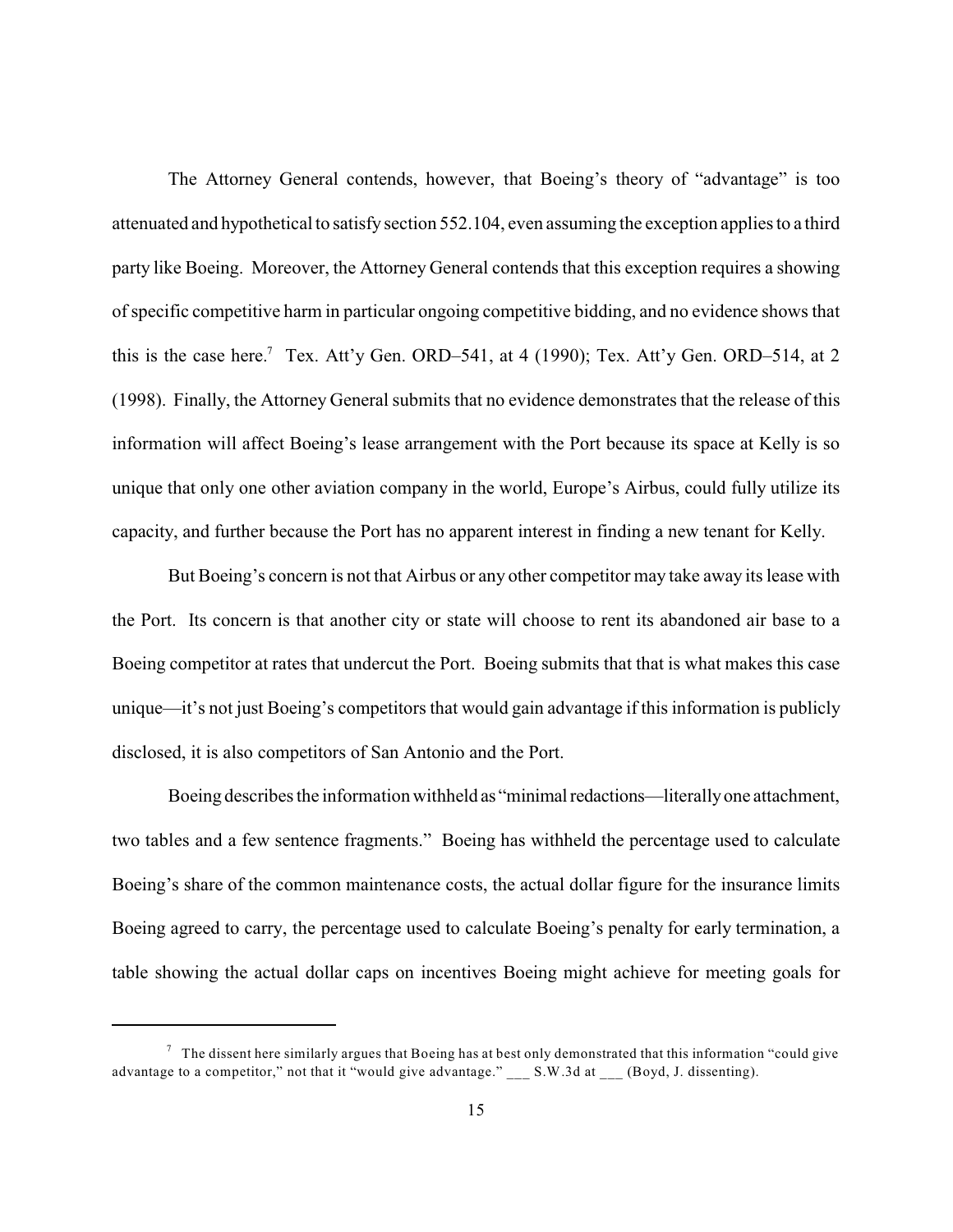The Attorney General contends, however, that Boeing's theory of "advantage" is too attenuated and hypothetical to satisfy section 552.104, even assuming the exception applies to a third party like Boeing. Moreover, the Attorney General contends that this exception requires a showing of specific competitive harm in particular ongoing competitive bidding, and no evidence shows that this is the case here.[7] Tex. Att'y Gen. ORD–541, at 4 (1990); Tex. Att'y Gen. ORD–514, at 2 (1998). Finally, the Attorney General submits that no evidence demonstrates that the release of this information will affect Boeing's lease arrangement with the Port because its space at Kelly is so unique that only one other aviation company in the world, Europe's Airbus, could fully utilize its capacity, and further because the Port has no apparent interest in finding a new tenant for Kelly.

But Boeing's concern is not that Airbus or any other competitor may take away its lease with the Port. Its concern is that another city or state will choose to rent its abandoned air base to a Boeing competitor at rates that undercut the Port. Boeing submits that that is what makes this case unique—it's not just Boeing's competitors that would gain advantage if this information is publicly disclosed, it is also competitors of San Antonio and the Port.

Boeing describes the information withheld as "minimal redactions—literally one attachment, two tables and a few sentence fragments." Boeing has withheld the percentage used to calculate Boeing's share of the common maintenance costs, the actual dollar figure for the insurance limits Boeing agreed to carry, the percentage used to calculate Boeing's penalty for early termination, a table showing the actual dollar caps on incentives Boeing might achieve for meeting goals for

---

[7] The dissent here similarly argues that Boeing has at best only demonstrated that this information "could give advantage to a competitor," not that it "would give advantage." ___ S.W.3d at ___ (Boyd, J. dissenting).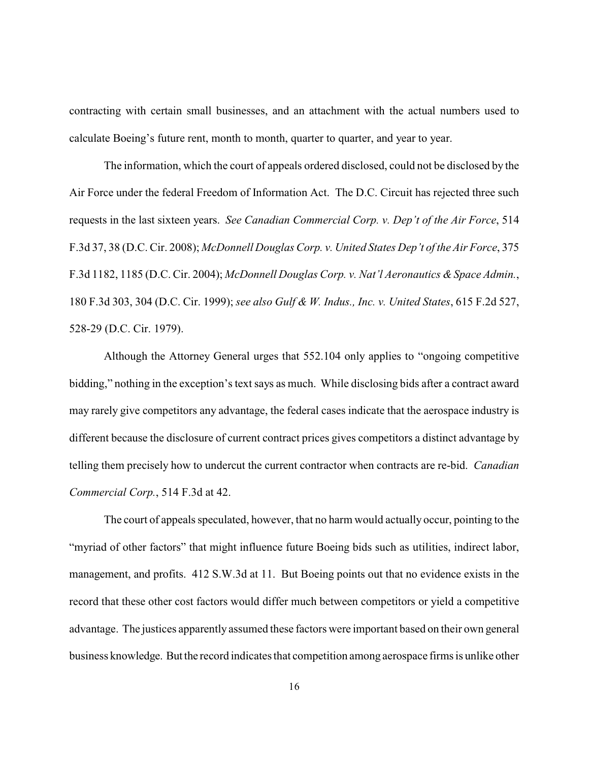contracting with certain small businesses, and an attachment with the actual numbers used to calculate Boeing's future rent, month to month, quarter to quarter, and year to year.

The information, which the court of appeals ordered disclosed, could not be disclosed by the Air Force under the federal Freedom of Information Act. The D.C. Circuit has rejected three such requests in the last sixteen years. *See Canadian Commercial Corp. v. Dep't of the Air Force*, 514 F.3d 37, 38 (D.C. Cir. 2008); *McDonnell Douglas Corp. v. United States Dep't of the Air Force*, 375 F.3d 1182, 1185 (D.C. Cir. 2004); *McDonnell Douglas Corp. v. Nat'l Aeronautics & Space Admin.*, 180 F.3d 303, 304 (D.C. Cir. 1999); *see also Gulf & W. Indus., Inc. v. United States*, 615 F.2d 527, 528-29 (D.C. Cir. 1979).

Although the Attorney General urges that 552.104 only applies to "ongoing competitive bidding," nothing in the exception's text says as much. While disclosing bids after a contract award may rarely give competitors any advantage, the federal cases indicate that the aerospace industry is different because the disclosure of current contract prices gives competitors a distinct advantage by telling them precisely how to undercut the current contractor when contracts are re-bid. *Canadian Commercial Corp.*, 514 F.3d at 42.

The court of appeals speculated, however, that no harm would actually occur, pointing to the "myriad of other factors" that might influence future Boeing bids such as utilities, indirect labor, management, and profits. 412 S.W.3d at 11. But Boeing points out that no evidence exists in the record that these other cost factors would differ much between competitors or yield a competitive advantage. The justices apparently assumed these factors were important based on their own general business knowledge. But the record indicates that competition among aerospace firms is unlike other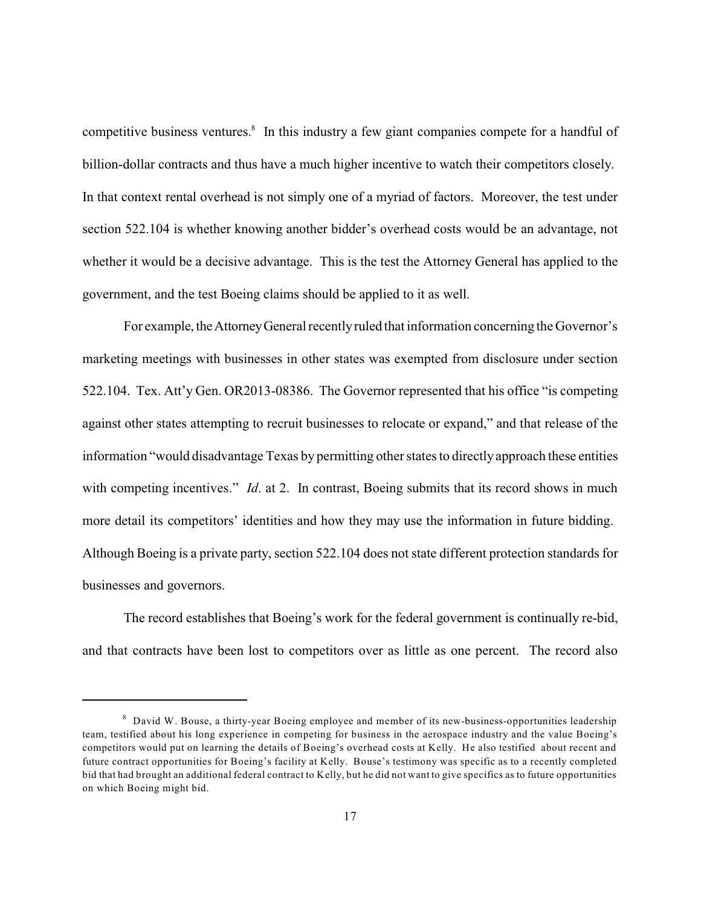competitive business ventures.[8] In this industry a few giant companies compete for a handful of billion-dollar contracts and thus have a much higher incentive to watch their competitors closely. In that context rental overhead is not simply one of a myriad of factors. Moreover, the test under section 522.104 is whether knowing another bidder's overhead costs would be an advantage, not whether it would be a decisive advantage. This is the test the Attorney General has applied to the government, and the test Boeing claims should be applied to it as well.

For example, the Attorney General recently ruled that information concerning the Governor's marketing meetings with businesses in other states was exempted from disclosure under section 522.104. Tex. Att'y Gen. OR2013-08386. The Governor represented that his office "is competing against other states attempting to recruit businesses to relocate or expand," and that release of the information "would disadvantage Texas by permitting other states to directly approach these entities with competing incentives." *Id*. at 2. In contrast, Boeing submits that its record shows in much more detail its competitors' identities and how they may use the information in future bidding. Although Boeing is a private party, section 522.104 does not state different protection standards for businesses and governors.

The record establishes that Boeing's work for the federal government is continually re-bid, and that contracts have been lost to competitors over as little as one percent. The record also

---

[8] David W. Bouse, a thirty-year Boeing employee and member of its new-business-opportunities leadership team, testified about his long experience in competing for business in the aerospace industry and the value Boeing's competitors would put on learning the details of Boeing's overhead costs at Kelly. He also testified about recent and future contract opportunities for Boeing's facility at Kelly. Bouse's testimony was specific as to a recently completed bid that had brought an additional federal contract to Kelly, but he did not want to give specifics as to future opportunities on which Boeing might bid.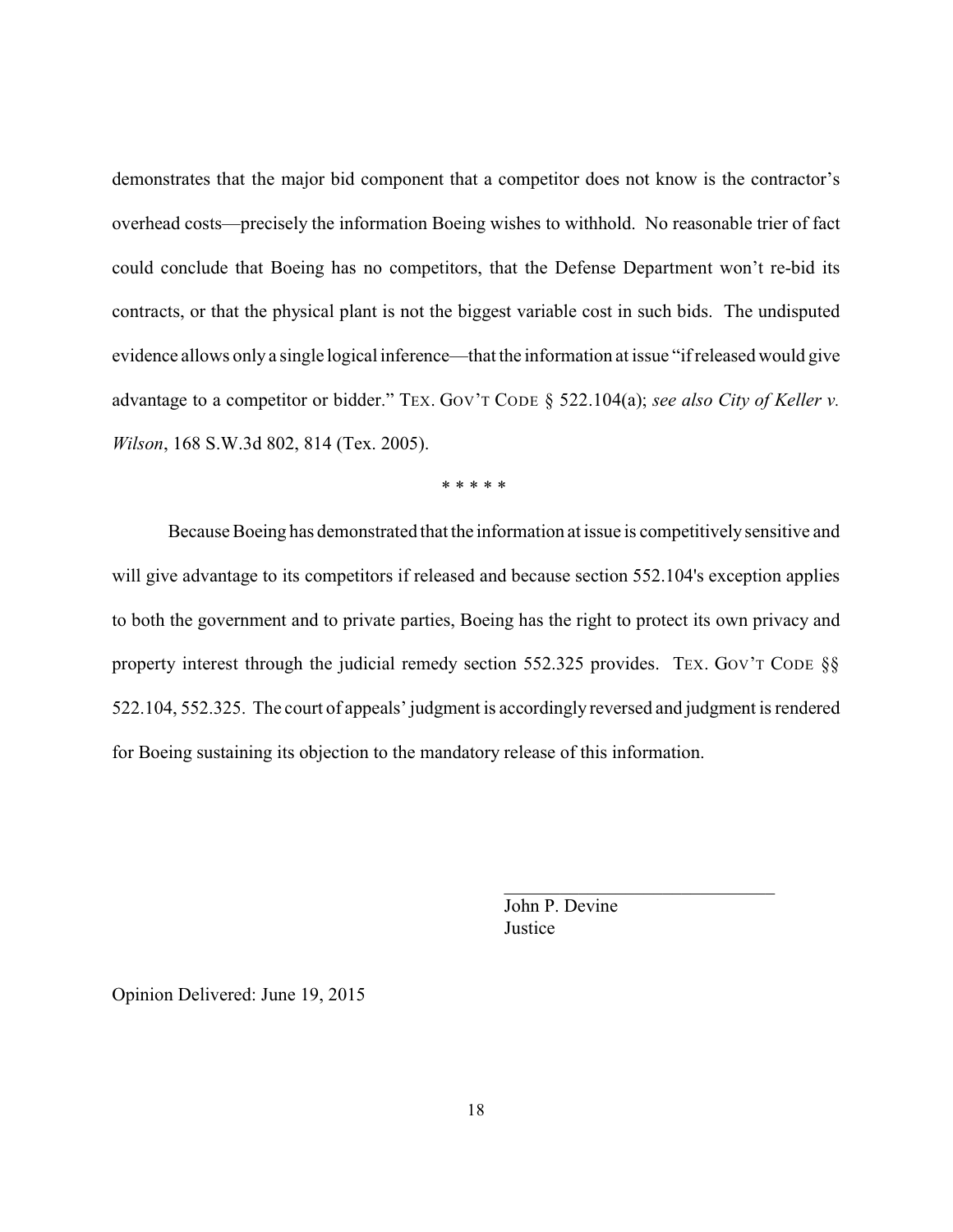demonstrates that the major bid component that a competitor does not know is the contractor's overhead costs—precisely the information Boeing wishes to withhold. No reasonable trier of fact could conclude that Boeing has no competitors, that the Defense Department won't re-bid its contracts, or that the physical plant is not the biggest variable cost in such bids. The undisputed evidence allows only a single logical inference—that the information at issue "if released would give advantage to a competitor or bidder." TEX. GOV'T CODE § 522.104(a); *see also City of Keller v. Wilson*, 168 S.W.3d 802, 814 (Tex. 2005).

\* \* \* \* \*

Because Boeing has demonstrated that the information at issue is competitively sensitive and will give advantage to its competitors if released and because section 552.104's exception applies to both the government and to private parties, Boeing has the right to protect its own privacy and property interest through the judicial remedy section 552.325 provides. TEX. GOV'T CODE §§ 522.104, 552.325. The court of appeals' judgment is accordingly reversed and judgment is rendered for Boeing sustaining its objection to the mandatory release of this information.

\_\_\_\_\_\_\_\_\_\_\_\_\_\_\_\_\_\_\_\_\_\_\_\_\_\_\_\_\_\_

John P. Devine
Justice

Opinion Delivered: June 19, 2015